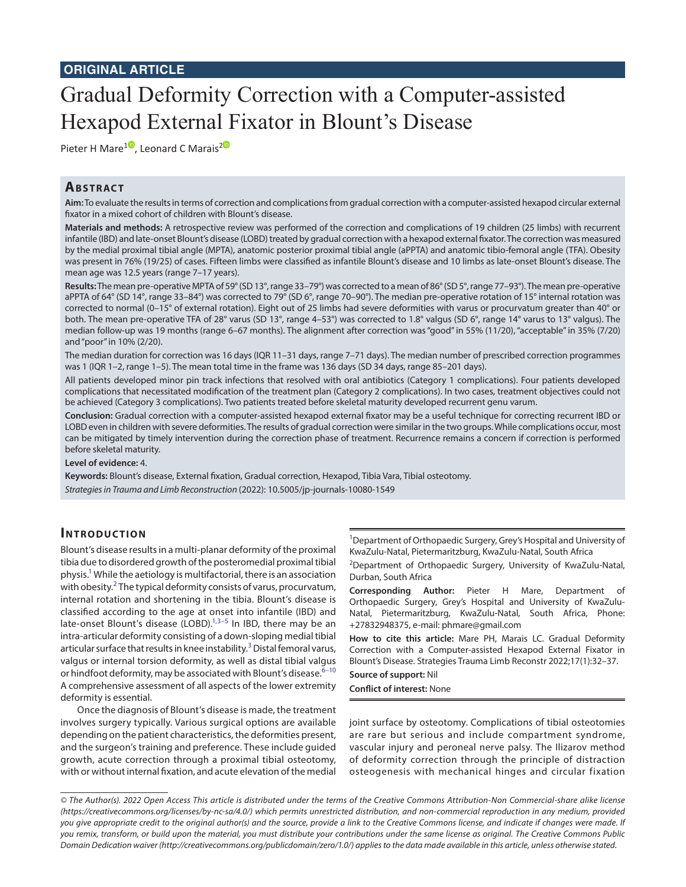**ORIGINAL ARTICLE**

# Gradual Deformity Correction with a Computer-assisted Hexapod External Fixator in Blount's Disease

Pieter H Mare[1], Leonard C Marais[2]

## Abstract

**Aim:** To evaluate the results in terms of correction and complications from gradual correction with a computer-assisted hexapod circular external fixator in a mixed cohort of children with Blount's disease.

**Materials and methods:** A retrospective review was performed of the correction and complications of 19 children (25 limbs) with recurrent infantile (IBD) and late-onset Blount's disease (LOBD) treated by gradual correction with a hexapod external fixator. The correction was measured by the medial proximal tibial angle (MPTA), anatomic posterior proximal tibial angle (aPPTA) and anatomic tibio-femoral angle (TFA). Obesity was present in 76% (19/25) of cases. Fifteen limbs were classified as infantile Blount's disease and 10 limbs as late-onset Blount's disease. The mean age was 12.5 years (range 7–17 years).

**Results:** The mean pre-operative MPTA of 59° (SD 13°, range 33–79°) was corrected to a mean of 86° (SD 5°, range 77–93°). The mean pre-operative aPPTA of 64° (SD 14°, range 33–84°) was corrected to 79° (SD 6°, range 70–90°). The median pre-operative rotation of 15° internal rotation was corrected to normal (0–15° of external rotation). Eight out of 25 limbs had severe deformities with varus or procurvatum greater than 40° or both. The mean pre-operative TFA of 28° varus (SD 13°, range 4–53°) was corrected to 1.8° valgus (SD 6°, range 14° varus to 13° valgus). The median follow-up was 19 months (range 6–67 months). The alignment after correction was "good" in 55% (11/20), "acceptable" in 35% (7/20) and "poor" in 10% (2/20).

The median duration for correction was 16 days (IQR 11–31 days, range 7–71 days). The median number of prescribed correction programmes was 1 (IQR 1–2, range 1–5). The mean total time in the frame was 136 days (SD 34 days, range 85–201 days).

All patients developed minor pin track infections that resolved with oral antibiotics (Category 1 complications). Four patients developed complications that necessitated modification of the treatment plan (Category 2 complications). In two cases, treatment objectives could not be achieved (Category 3 complications). Two patients treated before skeletal maturity developed recurrent genu varum.

**Conclusion:** Gradual correction with a computer-assisted hexapod external fixator may be a useful technique for correcting recurrent IBD or LOBD even in children with severe deformities. The results of gradual correction were similar in the two groups. While complications occur, most can be mitigated by timely intervention during the correction phase of treatment. Recurrence remains a concern if correction is performed before skeletal maturity.

**Level of evidence:** 4.

**Keywords:** Blount's disease, External fixation, Gradual correction, Hexapod, Tibia Vara, Tibial osteotomy.

*Strategies in Trauma and Limb Reconstruction* (2022): 10.5005/jp-journals-10080-1549

## Introduction

Blount's disease results in a multi-planar deformity of the proximal tibia due to disordered growth of the posteromedial proximal tibial physis.[1] While the aetiology is multifactorial, there is an association with obesity.[2] The typical deformity consists of varus, procurvatum, internal rotation and shortening in the tibia. Blount's disease is classified according to the age at onset into infantile (IBD) and late-onset Blount's disease (LOBD).[1,3–5] In IBD, there may be an intra-articular deformity consisting of a down-sloping medial tibial articular surface that results in knee instability.[3] Distal femoral varus, valgus or internal torsion deformity, as well as distal tibial valgus or hindfoot deformity, may be associated with Blount's disease.[6–10] A comprehensive assessment of all aspects of the lower extremity deformity is essential.

Once the diagnosis of Blount's disease is made, the treatment involves surgery typically. Various surgical options are available depending on the patient characteristics, the deformities present, and the surgeon's training and preference. These include guided growth, acute correction through a proximal tibial osteotomy, with or without internal fixation, and acute elevation of the medial joint surface by osteotomy. Complications of tibial osteotomies are rare but serious and include compartment syndrome, vascular injury and peroneal nerve palsy. The Ilizarov method of deformity correction through the principle of distraction osteogenesis with mechanical hinges and circular fixation

[1]Department of Orthopaedic Surgery, Grey's Hospital and University of KwaZulu-Natal, Pietermaritzburg, KwaZulu-Natal, South Africa

[2]Department of Orthopaedic Surgery, University of KwaZulu-Natal, Durban, South Africa

**Corresponding Author:** Pieter H Mare, Department of Orthopaedic Surgery, Grey's Hospital and University of KwaZulu-Natal, Pietermaritzburg, KwaZulu-Natal, South Africa, Phone: +27832948375, e-mail: phmare@gmail.com

**How to cite this article:** Mare PH, Marais LC. Gradual Deformity Correction with a Computer-assisted Hexapod External Fixator in Blount's Disease. Strategies Trauma Limb Reconstr 2022;17(1):32–37.

**Source of support:** Nil

**Conflict of interest:** None

*© The Author(s). 2022 Open Access This article is distributed under the terms of the Creative Commons Attribution-Non Commercial-share alike license (https://creativecommons.org/licenses/by-nc-sa/4.0/) which permits unrestricted distribution, and non-commercial reproduction in any medium, provided you give appropriate credit to the original author(s) and the source, provide a link to the Creative Commons license, and indicate if changes were made. If you remix, transform, or build upon the material, you must distribute your contributions under the same license as original. The Creative Commons Public Domain Dedication waiver (http://creativecommons.org/publicdomain/zero/1.0/) applies to the data made available in this article, unless otherwise stated.*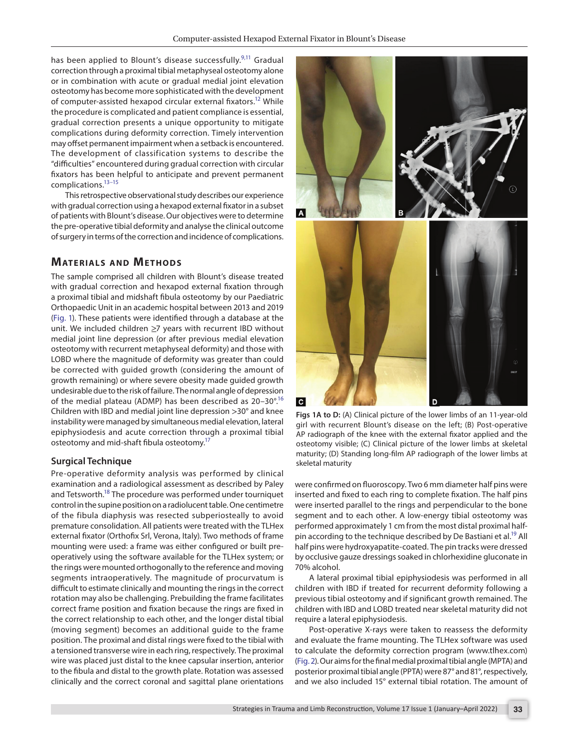has been applied to Blount's disease successfully.[9,11] Gradual correction through a proximal tibial metaphyseal osteotomy alone or in combination with acute or gradual medial joint elevation osteotomy has become more sophisticated with the development of computer-assisted hexapod circular external fixators.[12] While the procedure is complicated and patient compliance is essential, gradual correction presents a unique opportunity to mitigate complications during deformity correction. Timely intervention may offset permanent impairment when a setback is encountered. The development of classification systems to describe the "difficulties" encountered during gradual correction with circular fixators has been helpful to anticipate and prevent permanent complications.[13–15]

This retrospective observational study describes our experience with gradual correction using a hexapod external fixator in a subset of patients with Blount's disease. Our objectives were to determine the pre-operative tibial deformity and analyse the clinical outcome of surgery in terms of the correction and incidence of complications.

## Materials and Methods

The sample comprised all children with Blount's disease treated with gradual correction and hexapod external fixation through a proximal tibial and midshaft fibula osteotomy by our Paediatric Orthopaedic Unit in an academic hospital between 2013 and 2019 (Fig. 1). These patients were identified through a database at the unit. We included children ≥7 years with recurrent IBD without medial joint line depression (or after previous medial elevation osteotomy with recurrent metaphyseal deformity) and those with LOBD where the magnitude of deformity was greater than could be corrected with guided growth (considering the amount of growth remaining) or where severe obesity made guided growth undesirable due to the risk of failure. The normal angle of depression of the medial plateau (ADMP) has been described as 20–30°.[16] Children with IBD and medial joint line depression >30° and knee instability were managed by simultaneous medial elevation, lateral epiphysiodesis and acute correction through a proximal tibial osteotomy and mid-shaft fibula osteotomy.[17]

Figs 1A to D: (A) Clinical picture of the lower limbs of an 11-year-old girl with recurrent Blount's disease on the left; (B) Post-operative AP radiograph of the knee with the external fixator applied and the osteotomy visible; (C) Clinical picture of the lower limbs at skeletal maturity; (D) Standing long-film AP radiograph of the lower limbs at skeletal maturity

### Surgical Technique

Pre-operative deformity analysis was performed by clinical examination and a radiological assessment as described by Paley and Tetsworth.[18] The procedure was performed under tourniquet control in the supine position on a radiolucent table. One centimetre of the fibula diaphysis was resected subperiosteally to avoid premature consolidation. All patients were treated with the TLHex external fixator (Orthofix Srl, Verona, Italy). Two methods of frame mounting were used: a frame was either configured or built pre-operatively using the software available for the TLHex system; or the rings were mounted orthogonally to the reference and moving segments intraoperatively. The magnitude of procurvatum is difficult to estimate clinically and mounting the rings in the correct rotation may also be challenging. Prebuilding the frame facilitates correct frame position and fixation because the rings are fixed in the correct relationship to each other, and the longer distal tibial (moving segment) becomes an additional guide to the frame position. The proximal and distal rings were fixed to the tibial with a tensioned transverse wire in each ring, respectively. The proximal wire was placed just distal to the knee capsular insertion, anterior to the fibula and distal to the growth plate. Rotation was assessed clinically and the correct coronal and sagittal plane orientations were confirmed on fluoroscopy. Two 6 mm diameter half pins were inserted and fixed to each ring to complete fixation. The half pins were inserted parallel to the rings and perpendicular to the bone segment and to each other. A low-energy tibial osteotomy was performed approximately 1 cm from the most distal proximal half-pin according to the technique described by De Bastiani et al.[19] All half pins were hydroxyapatite-coated. The pin tracks were dressed by occlusive gauze dressings soaked in chlorhexidine gluconate in 70% alcohol.

A lateral proximal tibial epiphysiodesis was performed in all children with IBD if treated for recurrent deformity following a previous tibial osteotomy and if significant growth remained. The children with IBD and LOBD treated near skeletal maturity did not require a lateral epiphysiodesis.

Post-operative X-rays were taken to reassess the deformity and evaluate the frame mounting. The TLHex software was used to calculate the deformity correction program (www.tlhex.com) (Fig. 2). Our aims for the final medial proximal tibial angle (MPTA) and posterior proximal tibial angle (PPTA) were 87° and 81°, respectively, and we also included 15° external tibial rotation. The amount of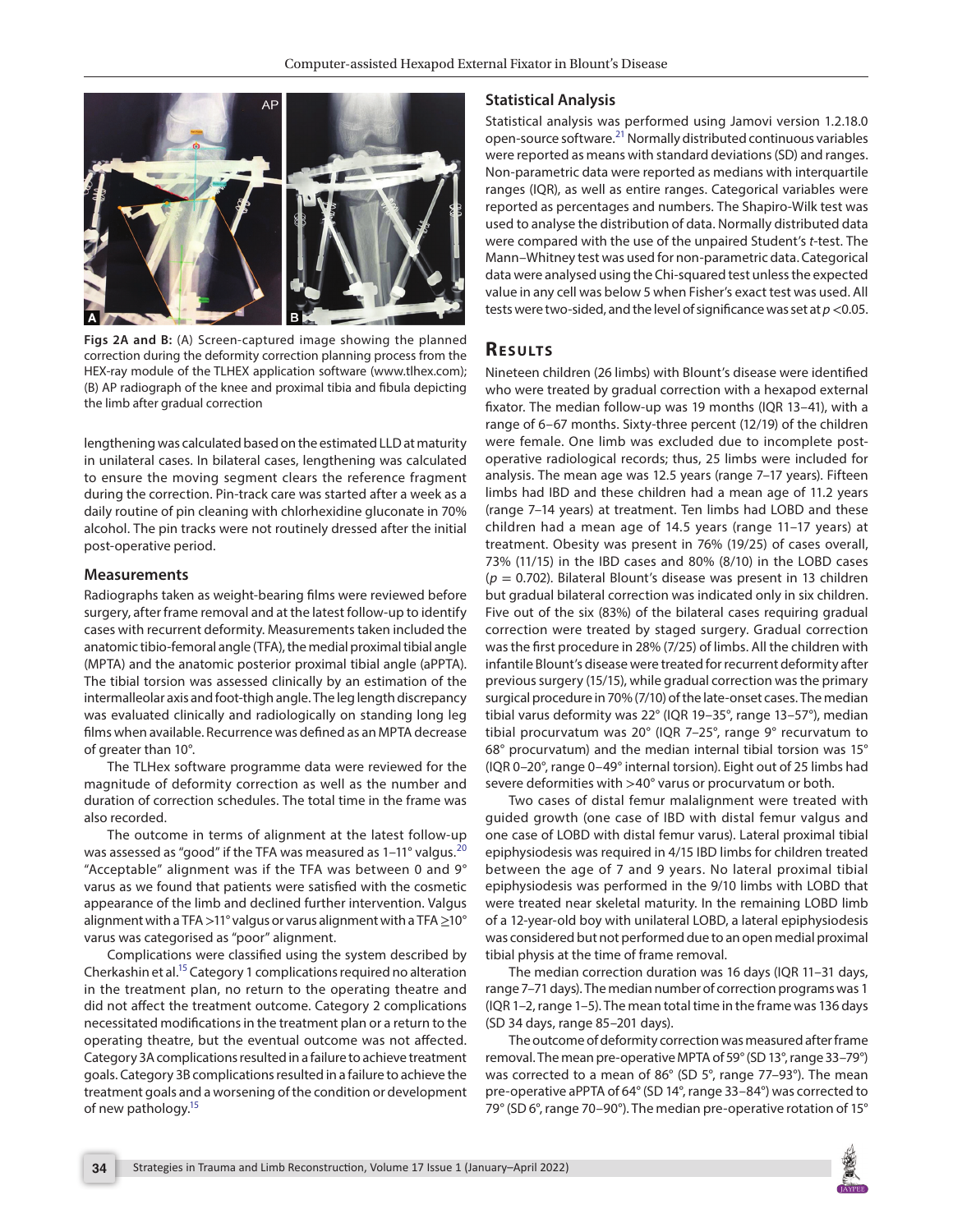**Figs 2A and B:** (A) Screen-captured image showing the planned correction during the deformity correction planning process from the HEX-ray module of the TLHEX application software (www.tlhex.com); (B) AP radiograph of the knee and proximal tibia and fibula depicting the limb after gradual correction

lengthening was calculated based on the estimated LLD at maturity in unilateral cases. In bilateral cases, lengthening was calculated to ensure the moving segment clears the reference fragment during the correction. Pin-track care was started after a week as a daily routine of pin cleaning with chlorhexidine gluconate in 70% alcohol. The pin tracks were not routinely dressed after the initial post-operative period.

### Measurements

Radiographs taken as weight-bearing films were reviewed before surgery, after frame removal and at the latest follow-up to identify cases with recurrent deformity. Measurements taken included the anatomic tibio-femoral angle (TFA), the medial proximal tibial angle (MPTA) and the anatomic posterior proximal tibial angle (aPPTA). The tibial torsion was assessed clinically by an estimation of the intermalleolar axis and foot-thigh angle. The leg length discrepancy was evaluated clinically and radiologically on standing long leg films when available. Recurrence was defined as an MPTA decrease of greater than 10°.

The TLHex software programme data were reviewed for the magnitude of deformity correction as well as the number and duration of correction schedules. The total time in the frame was also recorded.

The outcome in terms of alignment at the latest follow-up was assessed as "good" if the TFA was measured as 1–11° valgus.[20] "Acceptable" alignment was if the TFA was between 0 and 9° varus as we found that patients were satisfied with the cosmetic appearance of the limb and declined further intervention. Valgus alignment with a TFA >11° valgus or varus alignment with a TFA ≥10° varus was categorised as "poor" alignment.

Complications were classified using the system described by Cherkashin et al.[15] Category 1 complications required no alteration in the treatment plan, no return to the operating theatre and did not affect the treatment outcome. Category 2 complications necessitated modifications in the treatment plan or a return to the operating theatre, but the eventual outcome was not affected. Category 3A complications resulted in a failure to achieve treatment goals. Category 3B complications resulted in a failure to achieve the treatment goals and a worsening of the condition or development of new pathology.[15]

### Statistical Analysis

Statistical analysis was performed using Jamovi version 1.2.18.0 open-source software.[21] Normally distributed continuous variables were reported as means with standard deviations (SD) and ranges. Non-parametric data were reported as medians with interquartile ranges (IQR), as well as entire ranges. Categorical variables were reported as percentages and numbers. The Shapiro-Wilk test was used to analyse the distribution of data. Normally distributed data were compared with the use of the unpaired Student's *t*-test. The Mann–Whitney test was used for non-parametric data. Categorical data were analysed using the Chi-squared test unless the expected value in any cell was below 5 when Fisher's exact test was used. All tests were two-sided, and the level of significance was set at $p < 0.05$.

## Results

Nineteen children (26 limbs) with Blount's disease were identified who were treated by gradual correction with a hexapod external fixator. The median follow-up was 19 months (IQR 13–41), with a range of 6–67 months. Sixty-three percent (12/19) of the children were female. One limb was excluded due to incomplete post-operative radiological records; thus, 25 limbs were included for analysis. The mean age was 12.5 years (range 7–17 years). Fifteen limbs had IBD and these children had a mean age of 11.2 years (range 7–14 years) at treatment. Ten limbs had LOBD and these children had a mean age of 14.5 years (range 11–17 years) at treatment. Obesity was present in 76% (19/25) of cases overall, 73% (11/15) in the IBD cases and 80% (8/10) in the LOBD cases ($p = 0.702$). Bilateral Blount's disease was present in 13 children but gradual bilateral correction was indicated only in six children. Five out of the six (83%) of the bilateral cases requiring gradual correction were treated by staged surgery. Gradual correction was the first procedure in 28% (7/25) of limbs. All the children with infantile Blount's disease were treated for recurrent deformity after previous surgery (15/15), while gradual correction was the primary surgical procedure in 70% (7/10) of the late-onset cases. The median tibial varus deformity was 22° (IQR 19–35°, range 13–57°), median tibial procurvatum was 20° (IQR 7–25°, range 9° recurvatum to 68° procurvatum) and the median internal tibial torsion was 15° (IQR 0–20°, range 0–49° internal torsion). Eight out of 25 limbs had severe deformities with >40° varus or procurvatum or both.

Two cases of distal femur malalignment were treated with guided growth (one case of IBD with distal femur valgus and one case of LOBD with distal femur varus). Lateral proximal tibial epiphysiodesis was required in 4/15 IBD limbs for children treated between the age of 7 and 9 years. No lateral proximal tibial epiphysiodesis was performed in the 9/10 limbs with LOBD that were treated near skeletal maturity. In the remaining LOBD limb of a 12-year-old boy with unilateral LOBD, a lateral epiphysiodesis was considered but not performed due to an open medial proximal tibial physis at the time of frame removal.

The median correction duration was 16 days (IQR 11–31 days, range 7–71 days). The median number of correction programs was 1 (IQR 1–2, range 1–5). The mean total time in the frame was 136 days (SD 34 days, range 85–201 days).

The outcome of deformity correction was measured after frame removal. The mean pre-operative MPTA of 59° (SD 13°, range 33–79°) was corrected to a mean of 86° (SD 5°, range 77–93°). The mean pre-operative aPPTA of 64° (SD 14°, range 33–84°) was corrected to 79° (SD 6°, range 70–90°). The median pre-operative rotation of 15°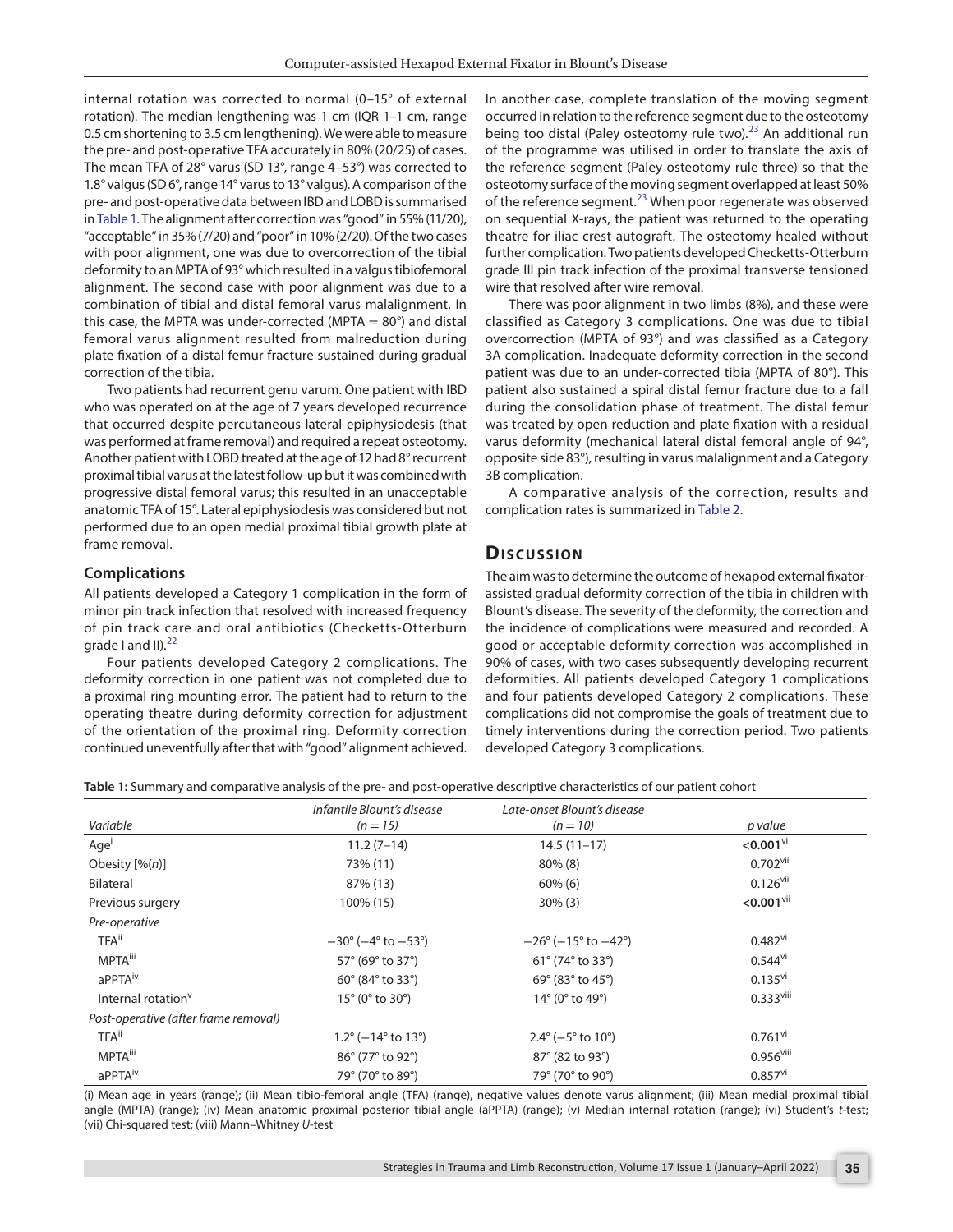internal rotation was corrected to normal (0–15° of external rotation). The median lengthening was 1 cm (IQR 1–1 cm, range 0.5 cm shortening to 3.5 cm lengthening). We were able to measure the pre- and post-operative TFA accurately in 80% (20/25) of cases. The mean TFA of 28° varus (SD 13°, range 4–53°) was corrected to 1.8° valgus (SD 6°, range 14° varus to 13° valgus). A comparison of the pre- and post-operative data between IBD and LOBD is summarised in Table 1. The alignment after correction was "good" in 55% (11/20), "acceptable" in 35% (7/20) and "poor" in 10% (2/20). Of the two cases with poor alignment, one was due to overcorrection of the tibial deformity to an MPTA of 93° which resulted in a valgus tibiofemoral alignment. The second case with poor alignment was due to a combination of tibial and distal femoral varus malalignment. In this case, the MPTA was under-corrected (MPTA = 80°) and distal femoral varus alignment resulted from malreduction during plate fixation of a distal femur fracture sustained during gradual correction of the tibia.

Two patients had recurrent genu varum. One patient with IBD who was operated on at the age of 7 years developed recurrence that occurred despite percutaneous lateral epiphysiodesis (that was performed at frame removal) and required a repeat osteotomy. Another patient with LOBD treated at the age of 12 had 8° recurrent proximal tibial varus at the latest follow-up but it was combined with progressive distal femoral varus; this resulted in an unacceptable anatomic TFA of 15°. Lateral epiphysiodesis was considered but not performed due to an open medial proximal tibial growth plate at frame removal.

### Complications

All patients developed a Category 1 complication in the form of minor pin track infection that resolved with increased frequency of pin track care and oral antibiotics (Checketts-Otterburn grade I and II).[22]

Four patients developed Category 2 complications. The deformity correction in one patient was not completed due to a proximal ring mounting error. The patient had to return to the operating theatre during deformity correction for adjustment of the orientation of the proximal ring. Deformity correction continued uneventfully after that with "good" alignment achieved. In another case, complete translation of the moving segment occurred in relation to the reference segment due to the osteotomy being too distal (Paley osteotomy rule two).[23] An additional run of the programme was utilised in order to translate the axis of the reference segment (Paley osteotomy rule three) so that the osteotomy surface of the moving segment overlapped at least 50% of the reference segment.[23] When poor regenerate was observed on sequential X-rays, the patient was returned to the operating theatre for iliac crest autograft. The osteotomy healed without further complication. Two patients developed Checketts-Otterburn grade III pin track infection of the proximal transverse tensioned wire that resolved after wire removal.

There was poor alignment in two limbs (8%), and these were classified as Category 3 complications. One was due to tibial overcorrection (MPTA of 93°) and was classified as a Category 3A complication. Inadequate deformity correction in the second patient was due to an under-corrected tibia (MPTA of 80°). This patient also sustained a spiral distal femur fracture due to a fall during the consolidation phase of treatment. The distal femur was treated by open reduction and plate fixation with a residual varus deformity (mechanical lateral distal femoral angle of 94°, opposite side 83°), resulting in varus malalignment and a Category 3B complication.

A comparative analysis of the correction, results and complication rates is summarized in Table 2.

## Discussion

The aim was to determine the outcome of hexapod external fixator-assisted gradual deformity correction of the tibia in children with Blount's disease. The severity of the deformity, the correction and the incidence of complications were measured and recorded. A good or acceptable deformity correction was accomplished in 90% of cases, with two cases subsequently developing recurrent deformities. All patients developed Category 1 complications and four patients developed Category 2 complications. These complications did not compromise the goals of treatment due to timely interventions during the correction period. Two patients developed Category 3 complications.

**Table 1:** Summary and comparative analysis of the pre- and post-operative descriptive characteristics of our patient cohort

| *Variable* | *Infantile Blount's disease (n = 15)* | *Late-onset Blount's disease (n = 10)* | *p value* |
|---|---|---|---|
| Age[i] | 11.2 (7–14) | 14.5 (11–17) | **<0.001**[vi] |
| Obesity [%(*n*)] | 73% (11) | 80% (8) | 0.702[vii] |
| Bilateral | 87% (13) | 60% (6) | 0.126[vii] |
| Previous surgery | 100% (15) | 30% (3) | **<0.001**[vii] |
| *Pre-operative* | | | |
| TFA[ii] | −30° (−4° to −53°) | −26° (−15° to −42°) | 0.482[vi] |
| MPTA[iii] | 57° (69° to 37°) | 61° (74° to 33°) | 0.544[vi] |
| aPPTA[iv] | 60° (84° to 33°) | 69° (83° to 45°) | 0.135[vi] |
| Internal rotation[v] | 15° (0° to 30°) | 14° (0° to 49°) | 0.333[viii] |
| *Post-operative (after frame removal)* | | | |
| TFA[ii] | 1.2° (−14° to 13°) | 2.4° (−5° to 10°) | 0.761[vi] |
| MPTA[iii] | 86° (77° to 92°) | 87° (82 to 93°) | 0.956[viii] |
| aPPTA[iv] | 79° (70° to 89°) | 79° (70° to 90°) | 0.857[vi] |

(i) Mean age in years (range); (ii) Mean tibio-femoral angle (TFA) (range), negative values denote varus alignment; (iii) Mean medial proximal tibial angle (MPTA) (range); (iv) Mean anatomic proximal posterior tibial angle (aPPTA) (range); (v) Median internal rotation (range); (vi) Student's *t*-test; (vii) Chi-squared test; (viii) Mann–Whitney *U*-test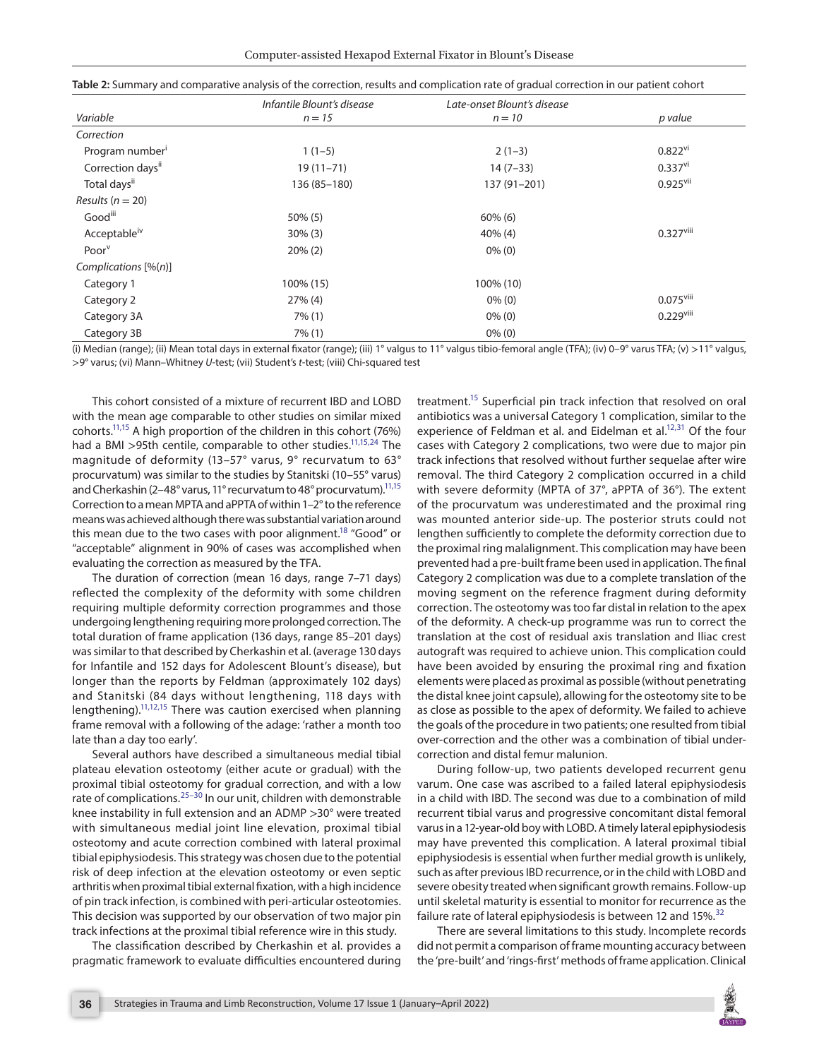**Table 2:** Summary and comparative analysis of the correction, results and complication rate of gradual correction in our patient cohort

| Variable | Infantile Blount's disease n = 15 | Late-onset Blount's disease n = 10 | p value |
|---|---|---|---|
| *Correction* | | | |
| Program number[i] | 1 (1–5) | 2 (1–3) | 0.822[vi] |
| Correction days[ii] | 19 (11–71) | 14 (7–33) | 0.337[vi] |
| Total days[ii] | 136 (85–180) | 137 (91–201) | 0.925[vii] |
| *Results (n = 20)* | | | |
| Good[iii] | 50% (5) | 60% (6) | |
| Acceptable[iv] | 30% (3) | 40% (4) | 0.327[viii] |
| Poor[v] | 20% (2) | 0% (0) | |
| *Complications [%(n)]* | | | |
| Category 1 | 100% (15) | 100% (10) | |
| Category 2 | 27% (4) | 0% (0) | 0.075[viii] |
| Category 3A | 7% (1) | 0% (0) | 0.229[viii] |
| Category 3B | 7% (1) | 0% (0) | |

(i) Median (range); (ii) Mean total days in external fixator (range); (iii) 1° valgus to 11° valgus tibio-femoral angle (TFA); (iv) 0–9° varus TFA; (v) >11° valgus, >9° varus; (vi) Mann–Whitney *U*-test; (vii) Student's *t*-test; (viii) Chi-squared test

This cohort consisted of a mixture of recurrent IBD and LOBD with the mean age comparable to other studies on similar mixed cohorts.[11,15] A high proportion of the children in this cohort (76%) had a BMI >95th centile, comparable to other studies.[11,15,24] The magnitude of deformity (13–57° varus, 9° recurvatum to 63° procurvatum) was similar to the studies by Stanitski (10–55° varus) and Cherkashin (2–48° varus, 11° recurvatum to 48° procurvatum).[11,15] Correction to a mean MPTA and aPPTA of within 1–2° to the reference means was achieved although there was substantial variation around this mean due to the two cases with poor alignment.[18] "Good" or "acceptable" alignment in 90% of cases was accomplished when evaluating the correction as measured by the TFA.

The duration of correction (mean 16 days, range 7–71 days) reflected the complexity of the deformity with some children requiring multiple deformity correction programmes and those undergoing lengthening requiring more prolonged correction. The total duration of frame application (136 days, range 85–201 days) was similar to that described by Cherkashin et al. (average 130 days for Infantile and 152 days for Adolescent Blount's disease), but longer than the reports by Feldman (approximately 102 days) and Stanitski (84 days without lengthening, 118 days with lengthening).[11,12,15] There was caution exercised when planning frame removal with a following of the adage: 'rather a month too late than a day too early'.

Several authors have described a simultaneous medial tibial plateau elevation osteotomy (either acute or gradual) with the proximal tibial osteotomy for gradual correction, and with a low rate of complications.[25–30] In our unit, children with demonstrable knee instability in full extension and an ADMP >30° were treated with simultaneous medial joint line elevation, proximal tibial osteotomy and acute correction combined with lateral proximal tibial epiphysiodesis. This strategy was chosen due to the potential risk of deep infection at the elevation osteotomy or even septic arthritis when proximal tibial external fixation, with a high incidence of pin track infection, is combined with peri-articular osteotomies. This decision was supported by our observation of two major pin track infections at the proximal tibial reference wire in this study.

The classification described by Cherkashin et al. provides a pragmatic framework to evaluate difficulties encountered during treatment.[15] Superficial pin track infection that resolved on oral antibiotics was a universal Category 1 complication, similar to the experience of Feldman et al. and Eidelman et al.[12,31] Of the four cases with Category 2 complications, two were due to major pin track infections that resolved without further sequelae after wire removal. The third Category 2 complication occurred in a child with severe deformity (MPTA of 37°, aPPTA of 36°). The extent of the procurvatum was underestimated and the proximal ring was mounted anterior side-up. The posterior struts could not lengthen sufficiently to complete the deformity correction due to the proximal ring malalignment. This complication may have been prevented had a pre-built frame been used in application. The final Category 2 complication was due to a complete translation of the moving segment on the reference fragment during deformity correction. The osteotomy was too far distal in relation to the apex of the deformity. A check-up programme was run to correct the translation at the cost of residual axis translation and Iliac crest autograft was required to achieve union. This complication could have been avoided by ensuring the proximal ring and fixation elements were placed as proximal as possible (without penetrating the distal knee joint capsule), allowing for the osteotomy site to be as close as possible to the apex of deformity. We failed to achieve the goals of the procedure in two patients; one resulted from tibial over-correction and the other was a combination of tibial under-correction and distal femur malunion.

During follow-up, two patients developed recurrent genu varum. One case was ascribed to a failed lateral epiphysiodesis in a child with IBD. The second was due to a combination of mild recurrent tibial varus and progressive concomitant distal femoral varus in a 12-year-old boy with LOBD. A timely lateral epiphysiodesis may have prevented this complication. A lateral proximal tibial epiphysiodesis is essential when further medial growth is unlikely, such as after previous IBD recurrence, or in the child with LOBD and severe obesity treated when significant growth remains. Follow-up until skeletal maturity is essential to monitor for recurrence as the failure rate of lateral epiphysiodesis is between 12 and 15%.[32]

There are several limitations to this study. Incomplete records did not permit a comparison of frame mounting accuracy between the 'pre-built' and 'rings-first' methods of frame application. Clinical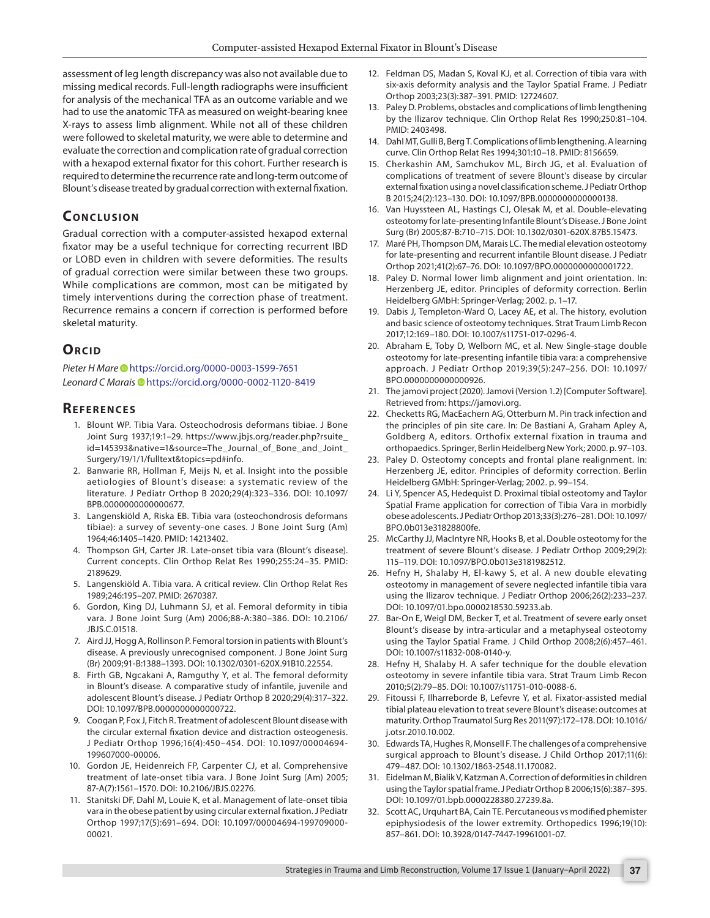assessment of leg length discrepancy was also not available due to missing medical records. Full-length radiographs were insufficient for analysis of the mechanical TFA as an outcome variable and we had to use the anatomic TFA as measured on weight-bearing knee X-rays to assess limb alignment. While not all of these children were followed to skeletal maturity, we were able to determine and evaluate the correction and complication rate of gradual correction with a hexapod external fixator for this cohort. Further research is required to determine the recurrence rate and long-term outcome of Blount's disease treated by gradual correction with external fixation.

## Conclusion

Gradual correction with a computer-assisted hexapod external fixator may be a useful technique for correcting recurrent IBD or LOBD even in children with severe deformities. The results of gradual correction were similar between these two groups. While complications are common, most can be mitigated by timely interventions during the correction phase of treatment. Recurrence remains a concern if correction is performed before skeletal maturity.

## Orcid

*Pieter H Mare* https://orcid.org/0000-0003-1599-7651
*Leonard C Marais* https://orcid.org/0000-0002-1120-8419

## References

1. Blount WP. Tibia Vara. Osteochodrosis deformans tibiae. J Bone Joint Surg 1937;19:1–29. https://www.jbjs.org/reader.php?rsuite_id=145393&native=1&source=The_Journal_of_Bone_and_Joint_Surgery/19/1/1/fulltext&topics=pd#info.
2. Banwarie RR, Hollman F, Meijs N, et al. Insight into the possible aetiologies of Blount's disease: a systematic review of the literature. J Pediatr Orthop 2020;29(4):323–336. DOI: 10.1097/BPB.0000000000000677.
3. Langenskiöld A, Riska EB. Tibia vara (osteochondrosis deformans tibiae): a survey of seventy-one cases. J Bone Joint Surg (Am) 1964;46:1405–1420. PMID: 14213402.
4. Thompson GH, Carter JR. Late-onset tibia vara (Blount's disease). Current concepts. Clin Orthop Relat Res 1990;255:24–35. PMID: 2189629.
5. Langenskiöld A. Tibia vara. A critical review. Clin Orthop Relat Res 1989;246:195–207. PMID: 2670387.
6. Gordon, King DJ, Luhmann SJ, et al. Femoral deformity in tibia vara. J Bone Joint Surg (Am) 2006;88-A:380–386. DOI: 10.2106/JBJS.C.01518.
7. Aird JJ, Hogg A, Rollinson P. Femoral torsion in patients with Blount's disease. A previously unrecognised component. J Bone Joint Surg (Br) 2009;91-B:1388–1393. DOI: 10.1302/0301-620X.91B10.22554.
8. Firth GB, Ngcakani A, Ramguthy Y, et al. The femoral deformity in Blount's disease. A comparative study of infantile, juvenile and adolescent Blount's disease. J Pediatr Orthop B 2020;29(4):317–322. DOI: 10.1097/BPB.0000000000000722.
9. Coogan P, Fox J, Fitch R. Treatment of adolescent Blount disease with the circular external fixation device and distraction osteogenesis. J Pediatr Orthop 1996;16(4):450–454. DOI: 10.1097/00004694-199607000-00006.
10. Gordon JE, Heidenreich FP, Carpenter CJ, et al. Comprehensive treatment of late-onset tibia vara. J Bone Joint Surg (Am) 2005; 87-A(7):1561–1570. DOI: 10.2106/JBJS.02276.
11. Stanitski DF, Dahl M, Louie K, et al. Management of late-onset tibia vara in the obese patient by using circular external fixation. J Pediatr Orthop 1997;17(5):691–694. DOI: 10.1097/00004694-199709000-00021.
12. Feldman DS, Madan S, Koval KJ, et al. Correction of tibia vara with six-axis deformity analysis and the Taylor Spatial Frame. J Pediatr Orthop 2003;23(3):387–391. PMID: 12724607.
13. Paley D. Problems, obstacles and complications of limb lengthening by the Ilizarov technique. Clin Orthop Relat Res 1990;250:81–104. PMID: 2403498.
14. Dahl MT, Gulli B, Berg T. Complications of limb lengthening. A learning curve. Clin Orthop Relat Res 1994;301:10–18. PMID: 8156659.
15. Cherkashin AM, Samchukov ML, Birch JG, et al. Evaluation of complications of treatment of severe Blount's disease by circular external fixation using a novel classification scheme. J Pediatr Orthop B 2015;24(2):123–130. DOI: 10.1097/BPB.0000000000000138.
16. Van Huyssteen AL, Hastings CJ, Olesak M, et al. Double-elevating osteotomy for late-presenting Infantile Blount's Disease. J Bone Joint Surg (Br) 2005;87-B:710–715. DOI: 10.1302/0301-620X.87B5.15473.
17. Maré PH, Thompson DM, Marais LC. The medial elevation osteotomy for late-presenting and recurrent infantile Blount disease. J Pediatr Orthop 2021;41(2):67–76. DOI: 10.1097/BPO.0000000000001722.
18. Paley D. Normal lower limb alignment and joint orientation. In: Herzenberg JE, editor. Principles of deformity correction. Berlin Heidelberg GMbH: Springer-Verlag; 2002. p. 1–17.
19. Dabis J, Templeton-Ward O, Lacey AE, et al. The history, evolution and basic science of osteotomy techniques. Strat Traum Limb Recon 2017;12:169–180. DOI: 10.1007/s11751-017-0296-4.
20. Abraham E, Toby D, Welborn MC, et al. New Single-stage double osteotomy for late-presenting infantile tibia vara: a comprehensive approach. J Pediatr Orthop 2019;39(5):247–256. DOI: 10.1097/BPO.0000000000000926.
21. The jamovi project (2020). Jamovi (Version 1.2) [Computer Software]. Retrieved from: https://jamovi.org.
22. Checketts RG, MacEachern AG, Otterburn M. Pin track infection and the principles of pin site care. In: De Bastiani A, Graham Apley A, Goldberg A, editors. Orthofix external fixation in trauma and orthopaedics. Springer, Berlin Heidelberg New York; 2000. p. 97–103.
23. Paley D. Osteotomy concepts and frontal plane realignment. In: Herzenberg JE, editor. Principles of deformity correction. Berlin Heidelberg GMbH: Springer-Verlag; 2002. p. 99–154.
24. Li Y, Spencer AS, Hedequist D. Proximal tibial osteotomy and Taylor Spatial Frame application for correction of Tibia Vara in morbidly obese adolescents. J Pediatr Orthop 2013;33(3):276–281. DOI: 10.1097/BPO.0b013e31828800fe.
25. McCarthy JJ, MacIntyre NR, Hooks B, et al. Double osteotomy for the treatment of severe Blount's disease. J Pediatr Orthop 2009;29(2): 115–119. DOI: 10.1097/BPO.0b013e3181982512.
26. Hefny H, Shalaby H, El-kawy S, et al. A new double elevating osteotomy in management of severe neglected infantile tibia vara using the Ilizarov technique. J Pediatr Orthop 2006;26(2):233–237. DOI: 10.1097/01.bpo.0000218530.59233.ab.
27. Bar-On E, Weigl DM, Becker T, et al. Treatment of severe early onset Blount's disease by intra-articular and a metaphyseal osteotomy using the Taylor Spatial Frame. J Child Orthop 2008;2(6):457–461. DOI: 10.1007/s11832-008-0140-y.
28. Hefny H, Shalaby H. A safer technique for the double elevation osteotomy in severe infantile tibia vara. Strat Traum Limb Recon 2010;5(2):79–85. DOI: 10.1007/s11751-010-0088-6.
29. Fitoussi F, Ilharreborde B, Lefevre Y, et al. Fixator-assisted medial tibial plateau elevation to treat severe Blount's disease: outcomes at maturity. Orthop Traumatol Surg Res 2011(97):172–178. DOI: 10.1016/j.otsr.2010.10.002.
30. Edwards TA, Hughes R, Monsell F. The challenges of a comprehensive surgical approach to Blount's disease. J Child Orthop 2017;11(6): 479–487. DOI: 10.1302/1863-2548.11.170082.
31. Eidelman M, Bialik V, Katzman A. Correction of deformities in children using the Taylor spatial frame. J Pediatr Orthop B 2006;15(6):387–395. DOI: 10.1097/01.bpb.0000228380.27239.8a.
32. Scott AC, Urquhart BA, Cain TE. Percutaneous vs modified phemister epiphysiodesis of the lower extremity. Orthopedics 1996;19(10): 857–861. DOI: 10.3928/0147-7447-19961001-07.